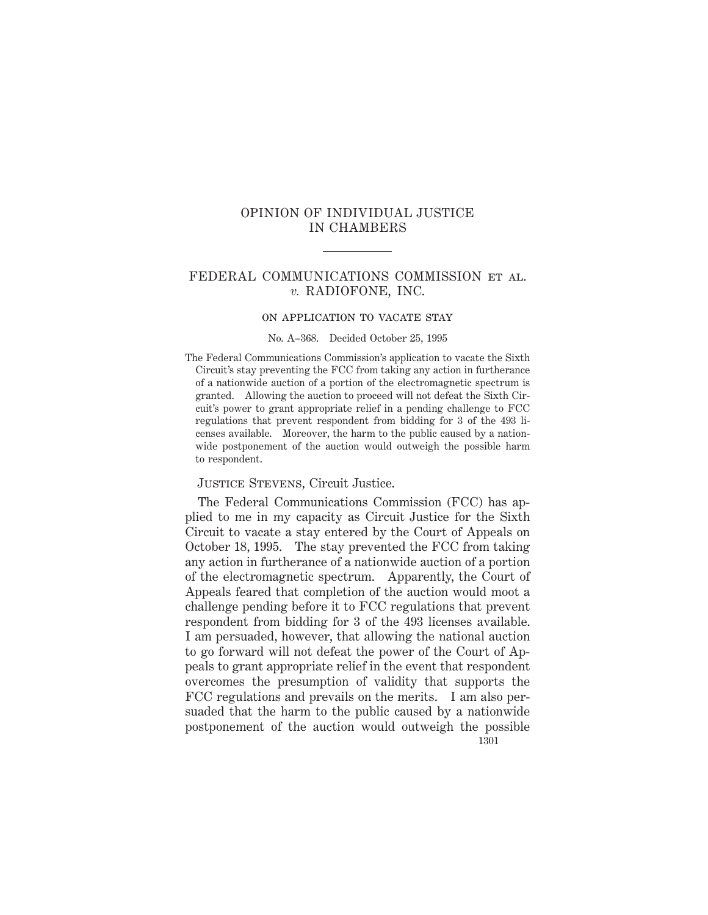# OPINION OF INDIVIDUAL JUSTICE IN CHAMBERS

## FEDERAL COMMUNICATIONS COMMISSION ET AL. *v.* RADIOFONE, INC.

### ON APPLICATION TO VACATE STAY

No. A–368. Decided October 25, 1995

The Federal Communications Commission's application to vacate the Sixth Circuit's stay preventing the FCC from taking any action in furtherance of a nationwide auction of a portion of the electromagnetic spectrum is granted. Allowing the auction to proceed will not defeat the Sixth Circuit's power to grant appropriate relief in a pending challenge to FCC regulations that prevent respondent from bidding for 3 of the 493 licenses available. Moreover, the harm to the public caused by a nationwide postponement of the auction would outweigh the possible harm to respondent.

JUSTICE STEVENS, Circuit Justice.

The Federal Communications Commission (FCC) has applied to me in my capacity as Circuit Justice for the Sixth Circuit to vacate a stay entered by the Court of Appeals on October 18, 1995. The stay prevented the FCC from taking any action in furtherance of a nationwide auction of a portion of the electromagnetic spectrum. Apparently, the Court of Appeals feared that completion of the auction would moot a challenge pending before it to FCC regulations that prevent respondent from bidding for 3 of the 493 licenses available. I am persuaded, however, that allowing the national auction to go forward will not defeat the power of the Court of Appeals to grant appropriate relief in the event that respondent overcomes the presumption of validity that supports the FCC regulations and prevails on the merits. I am also persuaded that the harm to the public caused by a nationwide postponement of the auction would outweigh the possible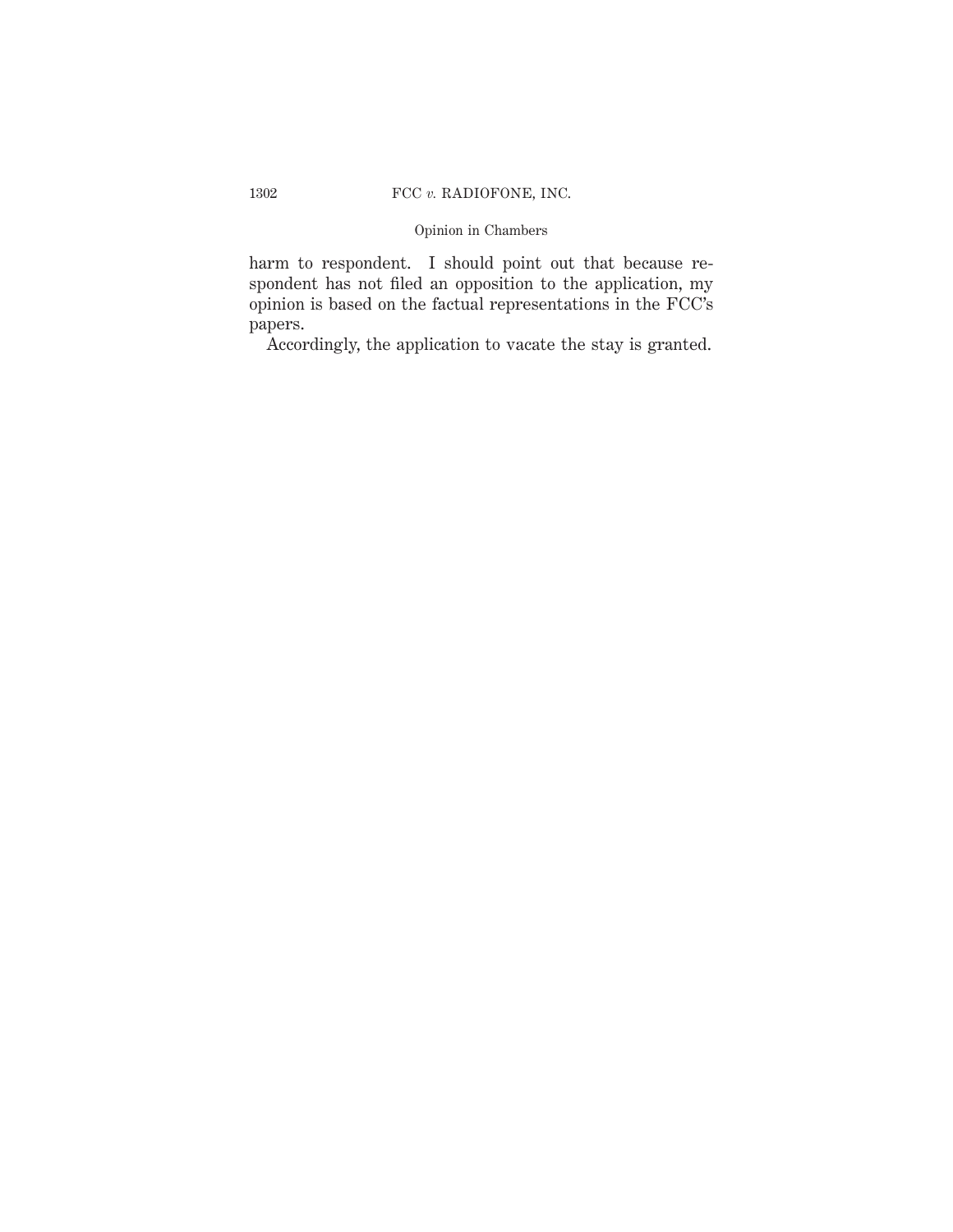harm to respondent. I should point out that because respondent has not filed an opposition to the application, my opinion is based on the factual representations in the FCC's papers.

Accordingly, the application to vacate the stay is granted.